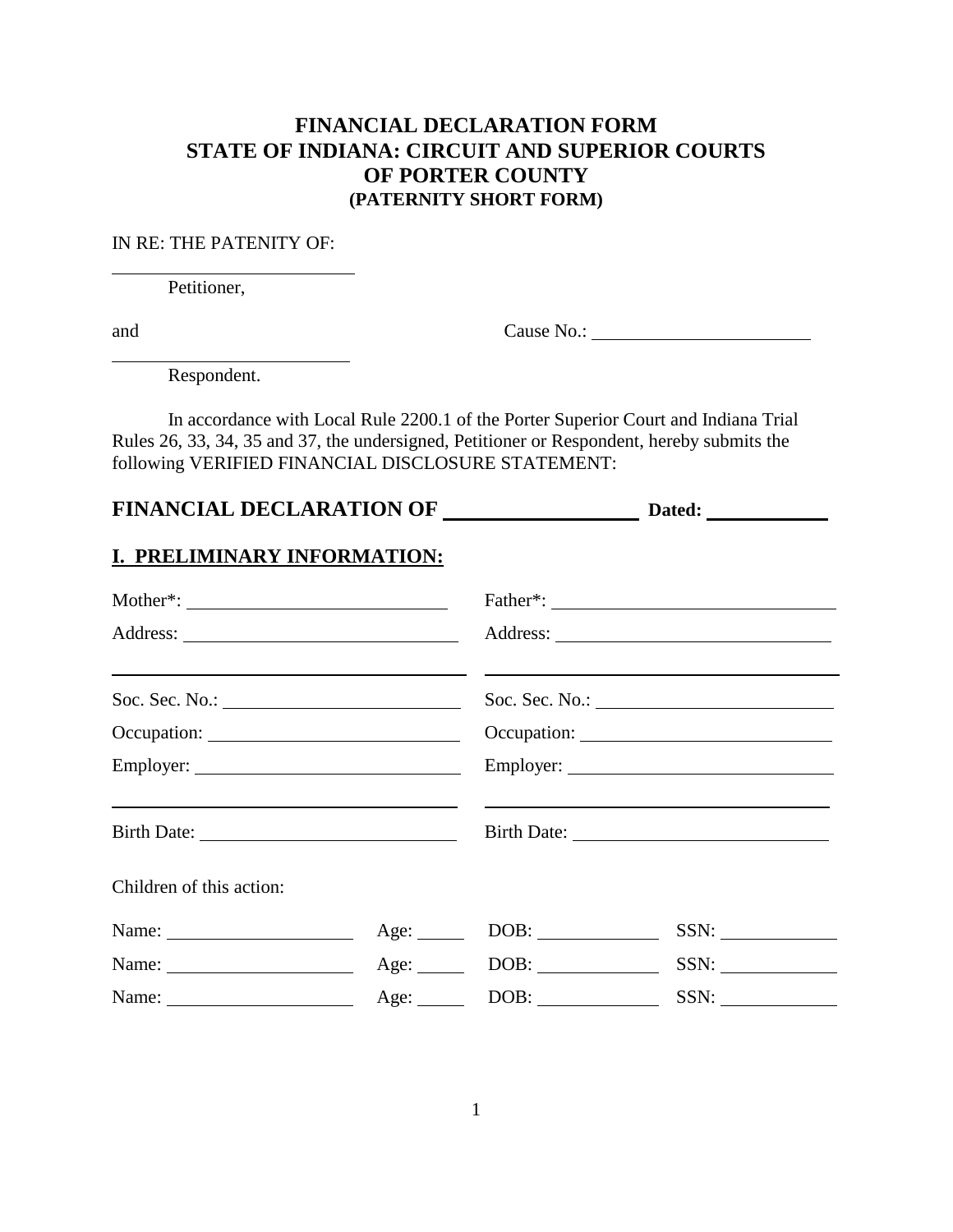# FINANCIAL DECLARATION FORM
# STATE OF INDIANA: CIRCUIT AND SUPERIOR COURTS
# OF PORTER COUNTY
### (PATERNITY SHORT FORM)

IN RE: THE PATENITY OF:

\_\_\_\_\_\_\_\_\_\_\_\_\_\_\_\_\_\_\_\_\_\_\_\_\_\_

Petitioner,

and Cause No.: \_\_\_\_\_\_\_\_\_\_\_\_\_\_\_\_\_\_\_\_\_\_\_\_

\_\_\_\_\_\_\_\_\_\_\_\_\_\_\_\_\_\_\_\_\_\_\_\_\_\_

Respondent.

In accordance with Local Rule 2200.1 of the Porter Superior Court and Indiana Trial Rules 26, 33, 34, 35 and 37, the undersigned, Petitioner or Respondent, hereby submits the following VERIFIED FINANCIAL DISCLOSURE STATEMENT:

## FINANCIAL DECLARATION OF \_\_\_\_\_\_\_\_\_\_\_\_\_\_\_\_\_\_\_ Dated: \_\_\_\_\_\_\_\_\_\_\_\_

## I. PRELIMINARY INFORMATION:

| | |
|---|---|
| Mother*: \_\_\_\_\_\_\_\_\_\_\_\_\_\_\_\_\_\_\_\_ | Father*: \_\_\_\_\_\_\_\_\_\_\_\_\_\_\_\_\_\_\_\_ |
| Address: \_\_\_\_\_\_\_\_\_\_\_\_\_\_\_\_\_\_\_\_ | Address: \_\_\_\_\_\_\_\_\_\_\_\_\_\_\_\_\_\_\_\_ |
| \_\_\_\_\_\_\_\_\_\_\_\_\_\_\_\_\_\_\_\_\_\_\_\_\_\_\_\_ | \_\_\_\_\_\_\_\_\_\_\_\_\_\_\_\_\_\_\_\_\_\_\_\_\_\_\_\_ |
| Soc. Sec. No.: \_\_\_\_\_\_\_\_\_\_\_\_\_\_\_\_\_\_\_\_ | Soc. Sec. No.: \_\_\_\_\_\_\_\_\_\_\_\_\_\_\_\_\_\_\_\_ |
| Occupation: \_\_\_\_\_\_\_\_\_\_\_\_\_\_\_\_\_\_\_\_ | Occupation: \_\_\_\_\_\_\_\_\_\_\_\_\_\_\_\_\_\_\_\_ |
| Employer: \_\_\_\_\_\_\_\_\_\_\_\_\_\_\_\_\_\_\_\_ | Employer: \_\_\_\_\_\_\_\_\_\_\_\_\_\_\_\_\_\_\_\_ |
| \_\_\_\_\_\_\_\_\_\_\_\_\_\_\_\_\_\_\_\_\_\_\_\_\_\_\_\_ | \_\_\_\_\_\_\_\_\_\_\_\_\_\_\_\_\_\_\_\_\_\_\_\_\_\_\_\_ |
| Birth Date: \_\_\_\_\_\_\_\_\_\_\_\_\_\_\_\_\_\_\_\_ | Birth Date: \_\_\_\_\_\_\_\_\_\_\_\_\_\_\_\_\_\_\_\_ |

Children of this action:

| Name | Age | DOB | SSN |
|---|---|---|---|
| Name: \_\_\_\_\_\_\_\_\_\_\_\_\_\_ | Age: \_\_\_\_ | DOB: \_\_\_\_\_\_\_\_\_\_ | SSN: \_\_\_\_\_\_\_\_\_\_ |
| Name: \_\_\_\_\_\_\_\_\_\_\_\_\_\_ | Age: \_\_\_\_ | DOB: \_\_\_\_\_\_\_\_\_\_ | SSN: \_\_\_\_\_\_\_\_\_\_ |
| Name: \_\_\_\_\_\_\_\_\_\_\_\_\_\_ | Age: \_\_\_\_ | DOB: \_\_\_\_\_\_\_\_\_\_ | SSN: \_\_\_\_\_\_\_\_\_\_ |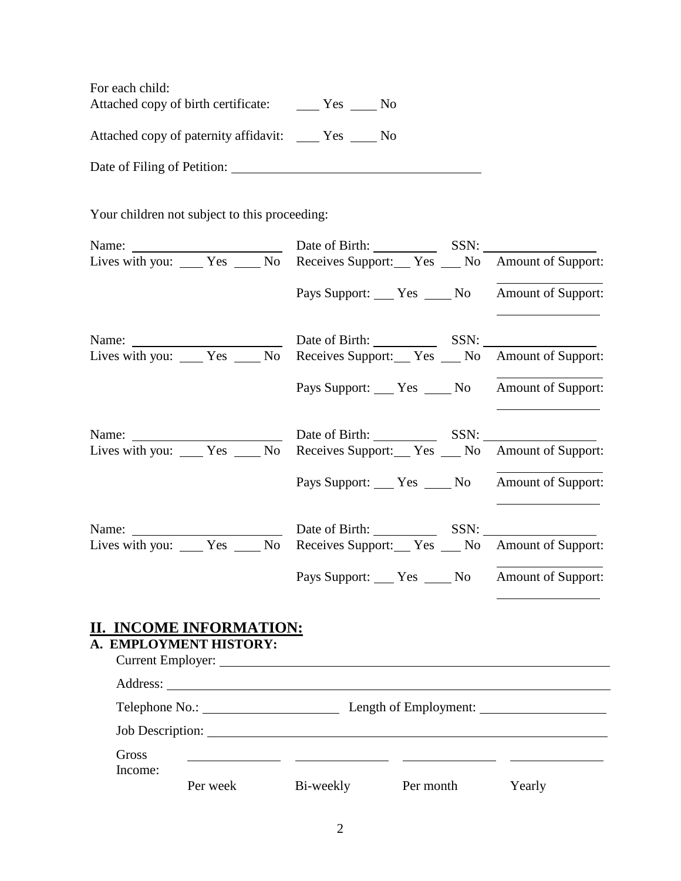For each child:
Attached copy of birth certificate: ____ Yes ____ No

Attached copy of paternity affidavit: ____ Yes ____ No

Date of Filing of Petition: ________________________________

Your children not subject to this proceeding:

Name: ____________________ Date of Birth: __________ SSN: ______________
Lives with you: ____ Yes ____ No Receives Support: ___ Yes ___ No Amount of Support: ______________
Pays Support: ___ Yes ____ No Amount of Support: ______________

Name: ____________________ Date of Birth: __________ SSN: ______________
Lives with you: ____ Yes ____ No Receives Support: ___ Yes ___ No Amount of Support: ______________
Pays Support: ___ Yes ____ No Amount of Support: ______________

Name: ____________________ Date of Birth: __________ SSN: ______________
Lives with you: ____ Yes ____ No Receives Support: ___ Yes ___ No Amount of Support: ______________
Pays Support: ___ Yes ____ No Amount of Support: ______________

Name: ____________________ Date of Birth: __________ SSN: ______________
Lives with you: ____ Yes ____ No Receives Support: ___ Yes ___ No Amount of Support: ______________
Pays Support: ___ Yes ____ No Amount of Support: ______________

## II. INCOME INFORMATION:

### A. EMPLOYMENT HISTORY:

Current Employer: ____________________________________________

Address: ____________________________________________

Telephone No.: ____________________ Length of Employment: ____________________

Job Description: ____________________________________________

| Gross Income: | ____________ | ____________ | ____________ | ____________ |
|---|---|---|---|---|
| | Per week | Bi-weekly | Per month | Yearly |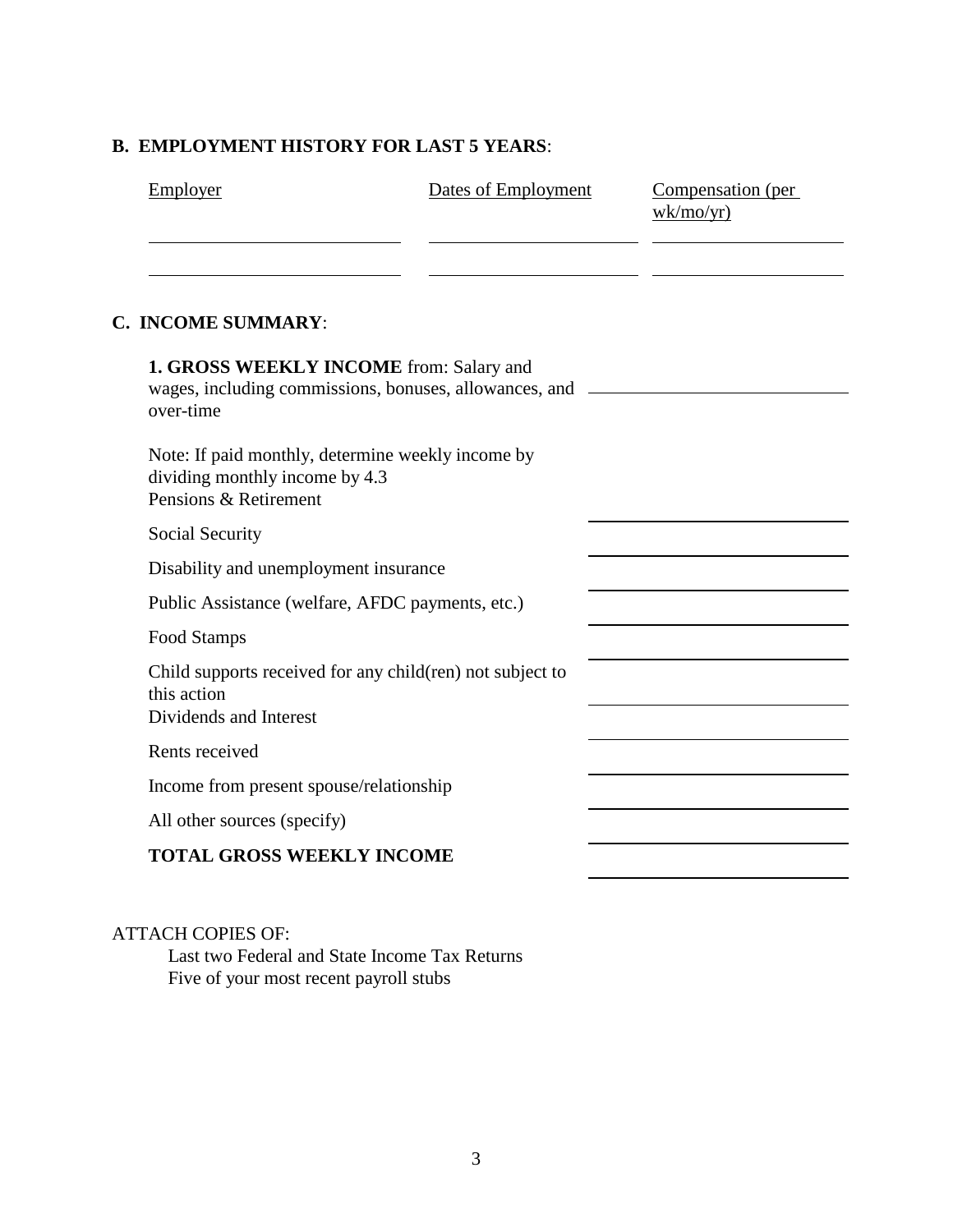## B. EMPLOYMENT HISTORY FOR LAST 5 YEARS:

| Employer | Dates of Employment | Compensation (per wk/mo/yr) |
| --- | --- | --- |
| | | |
| | | |

## C. INCOME SUMMARY:

| | |
| --- | --- |
| **1. GROSS WEEKLY INCOME** from: Salary and wages, including commissions, bonuses, allowances, and over-time | |
| Note: If paid monthly, determine weekly income by dividing monthly income by 4.3 | |
| Pensions & Retirement | |
| Social Security | |
| Disability and unemployment insurance | |
| Public Assistance (welfare, AFDC payments, etc.) | |
| Food Stamps | |
| Child supports received for any child(ren) not subject to this action | |
| Dividends and Interest | |
| Rents received | |
| Income from present spouse/relationship | |
| All other sources (specify) | |
| **TOTAL GROSS WEEKLY INCOME** | |

ATTACH COPIES OF:

Last two Federal and State Income Tax Returns
Five of your most recent payroll stubs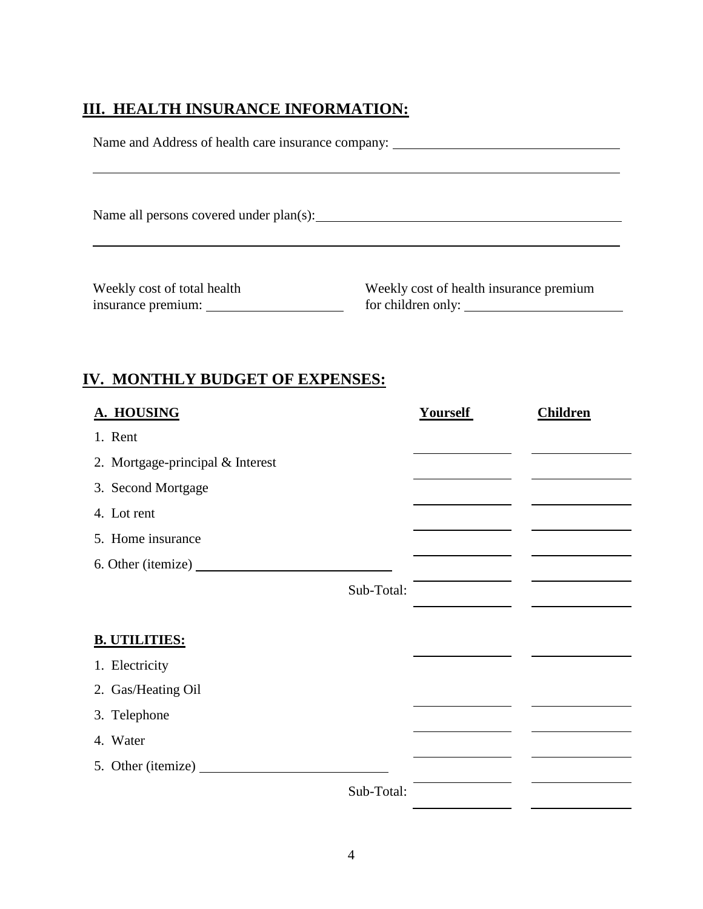## III. HEALTH INSURANCE INFORMATION:

Name and Address of health care insurance company: ______________________________

______________________________________________________________________________

Name all persons covered under plan(s): ______________________________________

______________________________________________________________________________

Weekly cost of total health insurance premium: ____________________

Weekly cost of health insurance premium for children only: ____________________

## IV. MONTHLY BUDGET OF EXPENSES:

| **A. HOUSING** | **Yourself** | **Children** |
|---|---|---|
| 1. Rent | ________ | ________ |
| 2. Mortgage-principal & Interest | ________ | ________ |
| 3. Second Mortgage | ________ | ________ |
| 4. Lot rent | ________ | ________ |
| 5. Home insurance | ________ | ________ |
| 6. Other (itemize) ____________________ | ________ | ________ |
| Sub-Total: | ________ | ________ |

| **B. UTILITIES:** | | |
|---|---|---|
| 1. Electricity | ________ | ________ |
| 2. Gas/Heating Oil | ________ | ________ |
| 3. Telephone | ________ | ________ |
| 4. Water | ________ | ________ |
| 5. Other (itemize) ____________________ | ________ | ________ |
| Sub-Total: | ________ | ________ |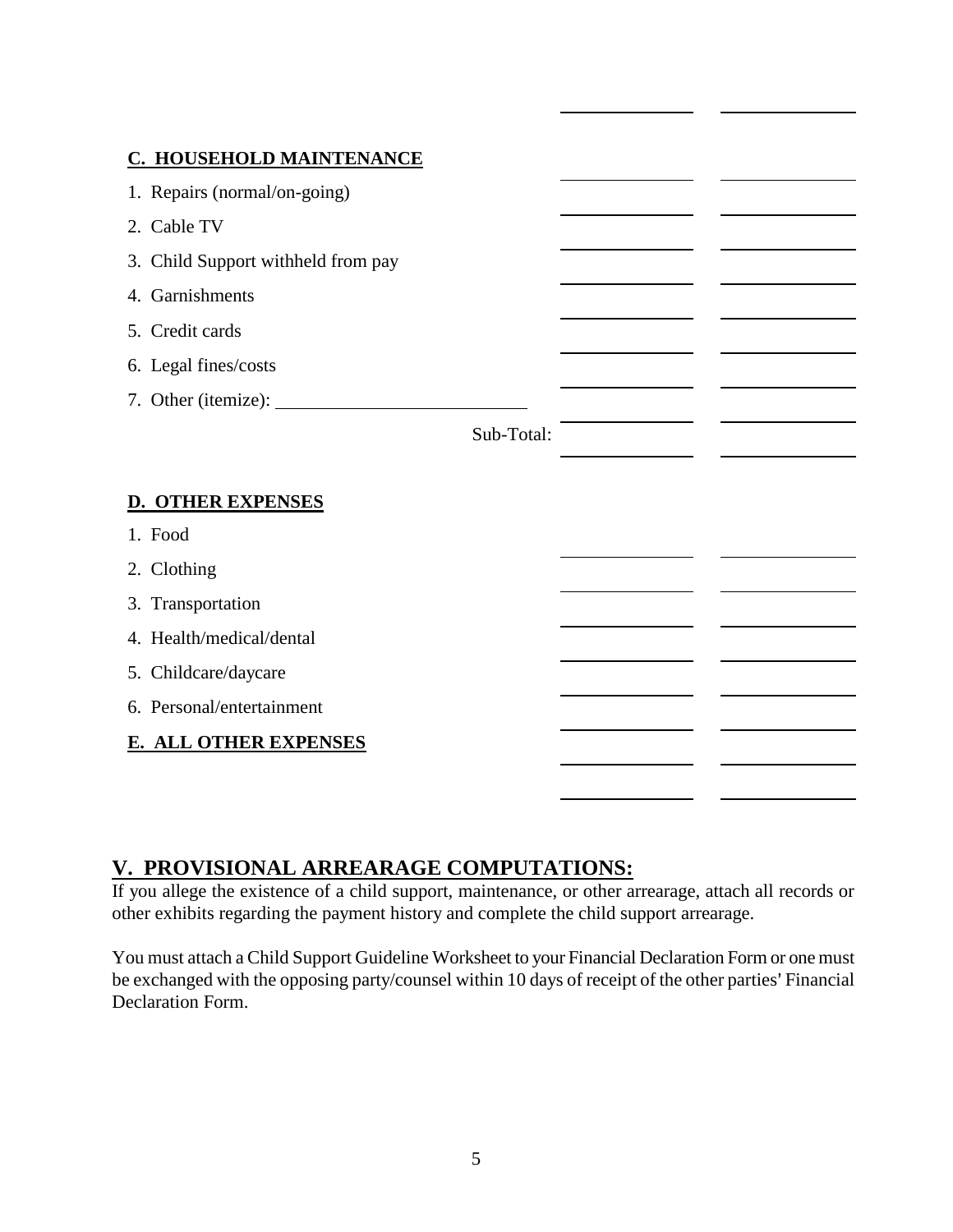| | | |
|---|---|---|
| **C. HOUSEHOLD MAINTENANCE** | | |
| 1. Repairs (normal/on-going) | ______ | ______ |
| 2. Cable TV | ______ | ______ |
| 3. Child Support withheld from pay | ______ | ______ |
| 4. Garnishments | ______ | ______ |
| 5. Credit cards | ______ | ______ |
| 6. Legal fines/costs | ______ | ______ |
| 7. Other (itemize): ______________ | ______ | ______ |
| Sub-Total: | ______ | ______ |
| **D. OTHER EXPENSES** | | |
| 1. Food | ______ | ______ |
| 2. Clothing | ______ | ______ |
| 3. Transportation | ______ | ______ |
| 4. Health/medical/dental | ______ | ______ |
| 5. Childcare/daycare | ______ | ______ |
| 6. Personal/entertainment | ______ | ______ |
| **E. ALL OTHER EXPENSES** | ______ | ______ |

## V. PROVISIONAL ARREARAGE COMPUTATIONS:

If you allege the existence of a child support, maintenance, or other arrearage, attach all records or other exhibits regarding the payment history and complete the child support arrearage.

You must attach a Child Support Guideline Worksheet to your Financial Declaration Form or one must be exchanged with the opposing party/counsel within 10 days of receipt of the other parties' Financial Declaration Form.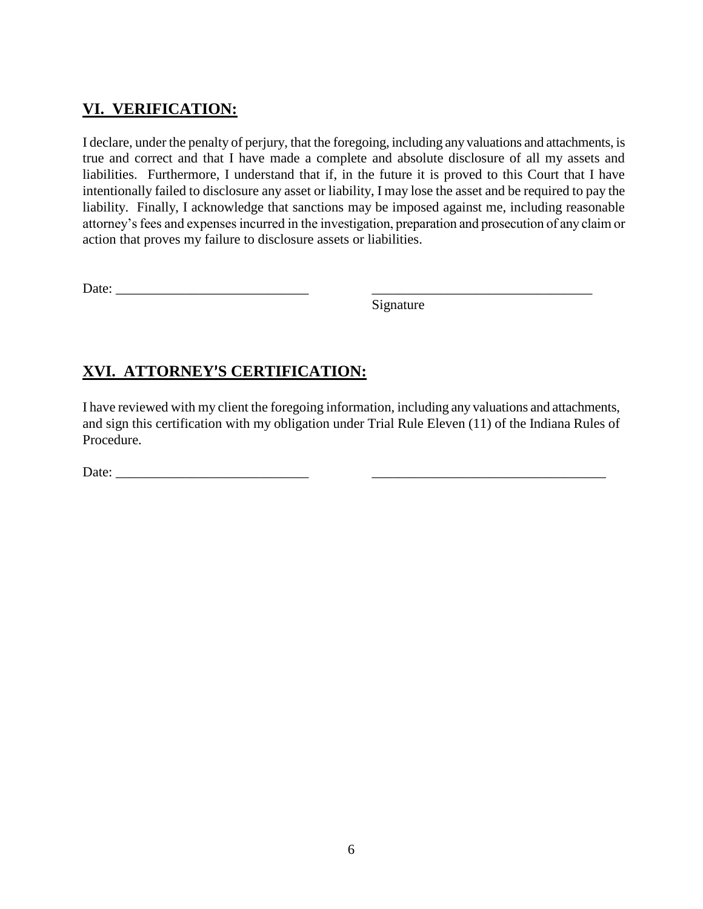## VI. VERIFICATION:

I declare, under the penalty of perjury, that the foregoing, including any valuations and attachments, is true and correct and that I have made a complete and absolute disclosure of all my assets and liabilities. Furthermore, I understand that if, in the future it is proved to this Court that I have intentionally failed to disclosure any asset or liability, I may lose the asset and be required to pay the liability. Finally, I acknowledge that sanctions may be imposed against me, including reasonable attorney's fees and expenses incurred in the investigation, preparation and prosecution of any claim or action that proves my failure to disclosure assets or liabilities.

Date: ____________________________ ________________________________

Signature

## XVI. ATTORNEY'S CERTIFICATION:

I have reviewed with my client the foregoing information, including any valuations and attachments, and sign this certification with my obligation under Trial Rule Eleven (11) of the Indiana Rules of Procedure.

Date: ____________________________ __________________________________